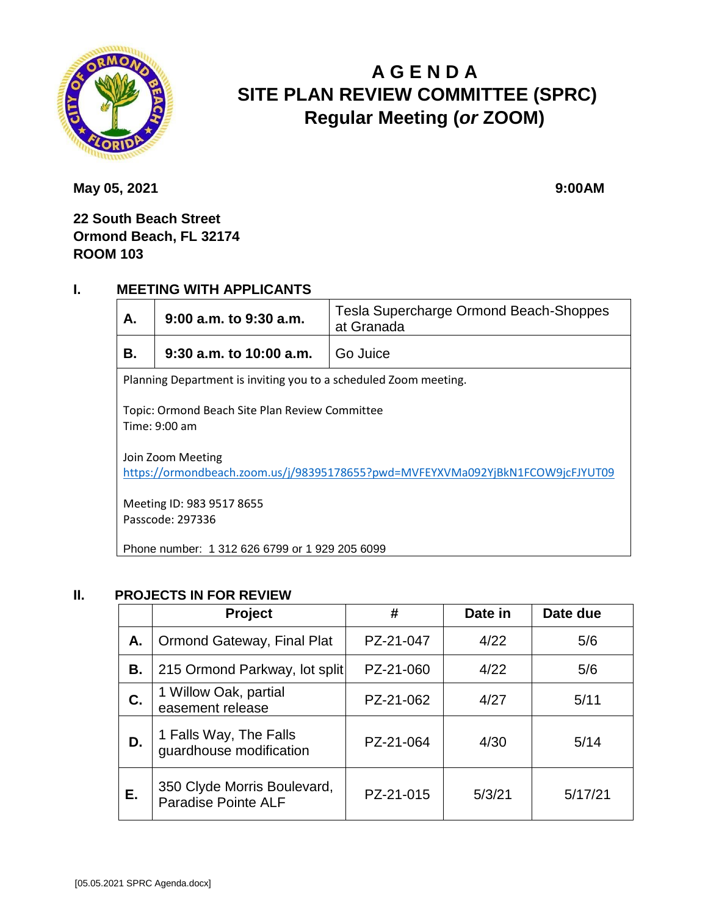# AGENDA
# SITE PLAN REVIEW COMMITTEE (SPRC)
# Regular Meeting (*or* ZOOM)

**May 05, 2021** **9:00AM**

**22 South Beach Street**
**Ormond Beach, FL 32174**
**ROOM 103**

## I. MEETING WITH APPLICANTS

| | | |
|---|---|---|
| **A.** | **9:00 a.m. to 9:30 a.m.** | Tesla Supercharge Ormond Beach-Shoppes at Granada |
| **B.** | **9:30 a.m. to 10:00 a.m.** | Go Juice |

Planning Department is inviting you to a scheduled Zoom meeting.

Topic: Ormond Beach Site Plan Review Committee
Time: 9:00 am

Join Zoom Meeting
https://ormondbeach.zoom.us/j/98395178655?pwd=MVFEYXVMa092YjBkN1FCOW9jcFJYUT09

Meeting ID: 983 9517 8655
Passcode: 297336

Phone number: 1 312 626 6799 or 1 929 205 6099

## II. PROJECTS IN FOR REVIEW

| | Project | # | Date in | Date due |
|---|---|---|---|---|
| **A.** | Ormond Gateway, Final Plat | PZ-21-047 | 4/22 | 5/6 |
| **B.** | 215 Ormond Parkway, lot split | PZ-21-060 | 4/22 | 5/6 |
| **C.** | 1 Willow Oak, partial easement release | PZ-21-062 | 4/27 | 5/11 |
| **D.** | 1 Falls Way, The Falls guardhouse modification | PZ-21-064 | 4/30 | 5/14 |
| **E.** | 350 Clyde Morris Boulevard, Paradise Pointe ALF | PZ-21-015 | 5/3/21 | 5/17/21 |

[05.05.2021 SPRC Agenda.docx]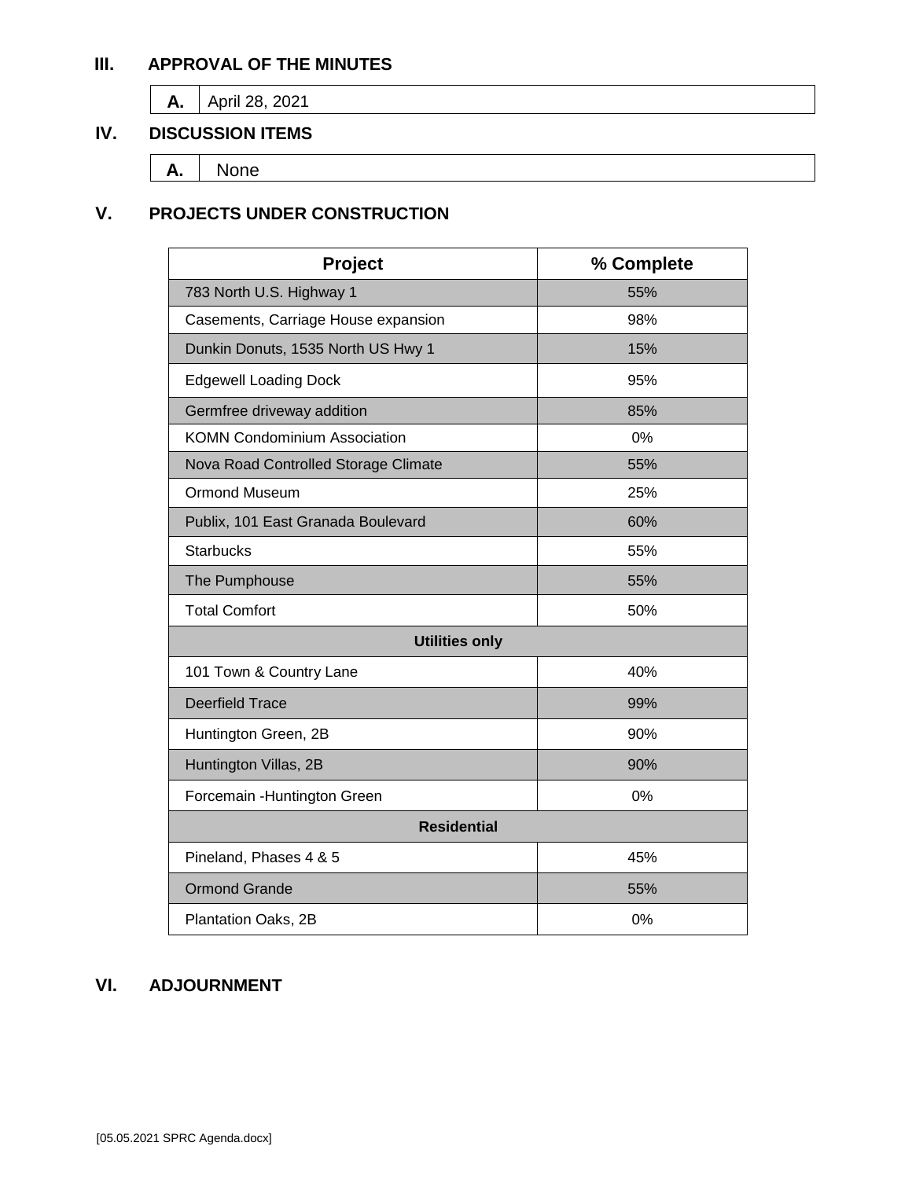## III. APPROVAL OF THE MINUTES

| | |
|---|---|
| **A.** | April 28, 2021 |

## IV. DISCUSSION ITEMS

| | |
|---|---|
| **A.** | None |

## V. PROJECTS UNDER CONSTRUCTION

| Project | % Complete |
|---|---|
| 783 North U.S. Highway 1 | 55% |
| Casements, Carriage House expansion | 98% |
| Dunkin Donuts, 1535 North US Hwy 1 | 15% |
| Edgewell Loading Dock | 95% |
| Germfree driveway addition | 85% |
| KOMN Condominium Association | 0% |
| Nova Road Controlled Storage Climate | 55% |
| Ormond Museum | 25% |
| Publix, 101 East Granada Boulevard | 60% |
| Starbucks | 55% |
| The Pumphouse | 55% |
| Total Comfort | 50% |
| **Utilities only** | |
| 101 Town & Country Lane | 40% |
| Deerfield Trace | 99% |
| Huntington Green, 2B | 90% |
| Huntington Villas, 2B | 90% |
| Forcemain -Huntington Green | 0% |
| **Residential** | |
| Pineland, Phases 4 & 5 | 45% |
| Ormond Grande | 55% |
| Plantation Oaks, 2B | 0% |

## VI. ADJOURNMENT

[05.05.2021 SPRC Agenda.docx]